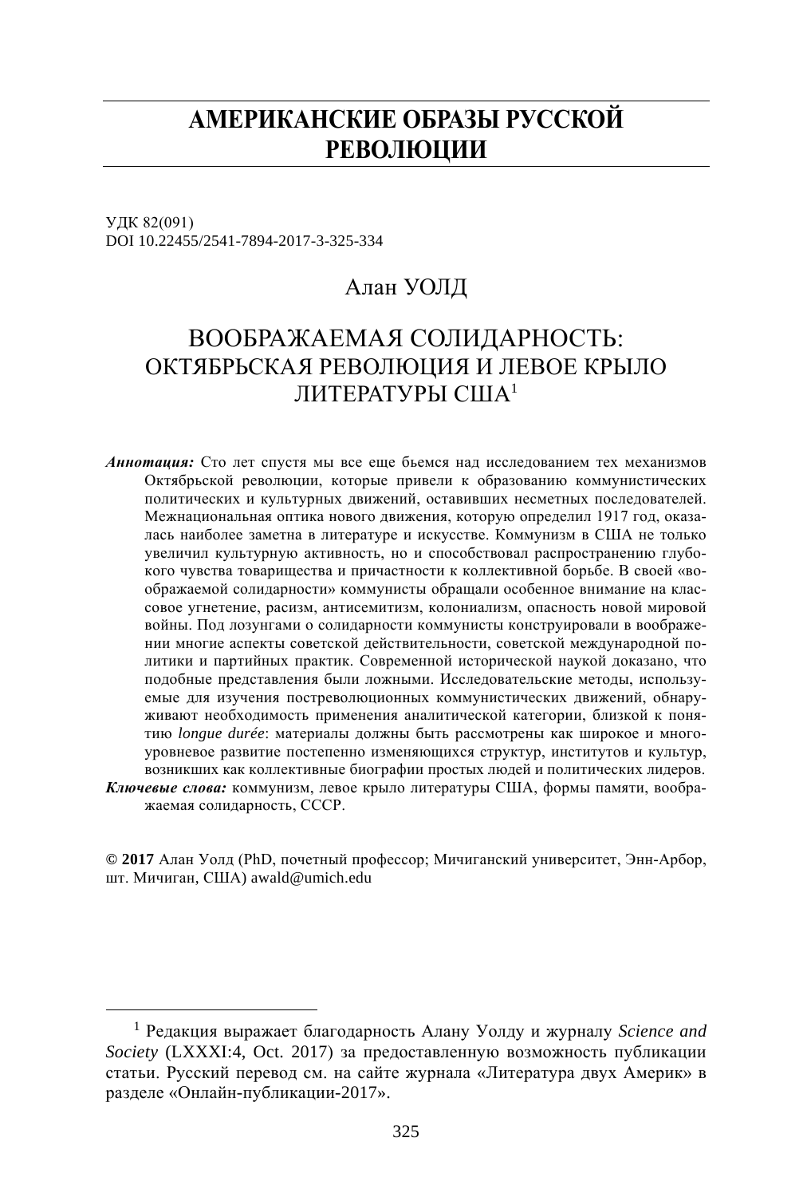# АМЕРИКАНСКИЕ ОБРАЗЫ РУССКОЙ РЕВОЛЮЦИИ

УДК 82(091)
DOI 10.22455/2541-7894-2017-3-325-334

Алан УОЛД

## ВООБРАЖАЕМАЯ СОЛИДАРНОСТЬ: ОКТЯБРЬСКАЯ РЕВОЛЮЦИЯ И ЛЕВОЕ КРЫЛО ЛИТЕРАТУРЫ США[1]

***Аннотация:*** Сто лет спустя мы все еще бьемся над исследованием тех механизмов Октябрьской революции, которые привели к образованию коммунистических политических и культурных движений, оставивших несметных последователей. Межнациональная оптика нового движения, которую определил 1917 год, оказалась наиболее заметна в литературе и искусстве. Коммунизм в США не только увеличил культурную активность, но и способствовал распространению глубокого чувства товарищества и причастности к коллективной борьбе. В своей «воображаемой солидарности» коммунисты обращали особенное внимание на классовое угнетение, расизм, антисемитизм, колониализм, опасность новой мировой войны. Под лозунгами о солидарности коммунисты конструировали в воображении многие аспекты советской действительности, советской международной политики и партийных практик. Современной исторической наукой доказано, что подобные представления были ложными. Исследовательские методы, используемые для изучения постреволюционных коммунистических движений, обнаруживают необходимость применения аналитической категории, близкой к понятию *longue durée*: материалы должны быть рассмотрены как широкое и многоуровневое развитие постепенно изменяющихся структур, институтов и культур, возникших как коллективные биографии простых людей и политических лидеров.

***Ключевые слова:*** коммунизм, левое крыло литературы США, формы памяти, воображаемая солидарность, СССР.

**© 2017** Алан Уолд (PhD, почетный профессор; Мичиганский университет, Энн-Арбор, шт. Мичиган, США) awald@umich.edu

---

[1] Редакция выражает благодарность Алану Уолду и журналу *Science and Society* (LXXXI:4, Oct. 2017) за предоставленную возможность публикации статьи. Русский перевод см. на сайте журнала «Литература двух Америк» в разделе «Онлайн-публикации-2017».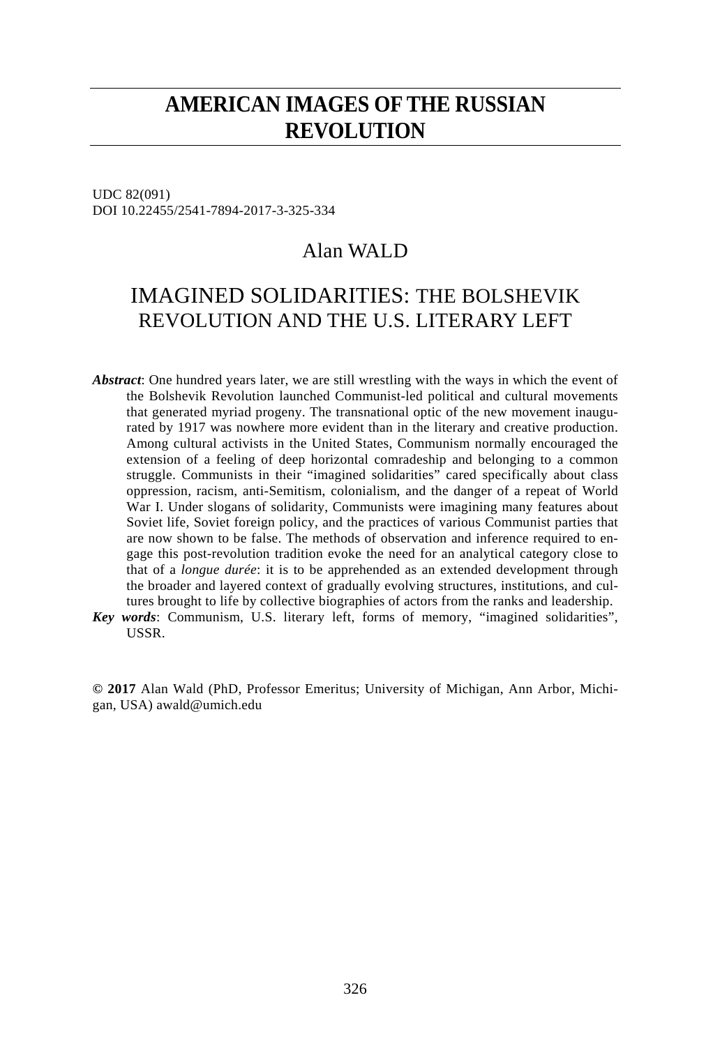# AMERICAN IMAGES OF THE RUSSIAN REVOLUTION

UDC 82(091)
DOI 10.22455/2541-7894-2017-3-325-334

## Alan WALD

## IMAGINED SOLIDARITIES: THE BOLSHEVIK REVOLUTION AND THE U.S. LITERARY LEFT

***Abstract***: One hundred years later, we are still wrestling with the ways in which the event of the Bolshevik Revolution launched Communist-led political and cultural movements that generated myriad progeny. The transnational optic of the new movement inaugurated by 1917 was nowhere more evident than in the literary and creative production. Among cultural activists in the United States, Communism normally encouraged the extension of a feeling of deep horizontal comradeship and belonging to a common struggle. Communists in their "imagined solidarities" cared specifically about class oppression, racism, anti-Semitism, colonialism, and the danger of a repeat of World War I. Under slogans of solidarity, Communists were imagining many features about Soviet life, Soviet foreign policy, and the practices of various Communist parties that are now shown to be false. The methods of observation and inference required to engage this post-revolution tradition evoke the need for an analytical category close to that of a *longue durée*: it is to be apprehended as an extended development through the broader and layered context of gradually evolving structures, institutions, and cultures brought to life by collective biographies of actors from the ranks and leadership.

***Key words***: Communism, U.S. literary left, forms of memory, "imagined solidarities", USSR.

**© 2017** Alan Wald (PhD, Professor Emeritus; University of Michigan, Ann Arbor, Michigan, USA) awald@umich.edu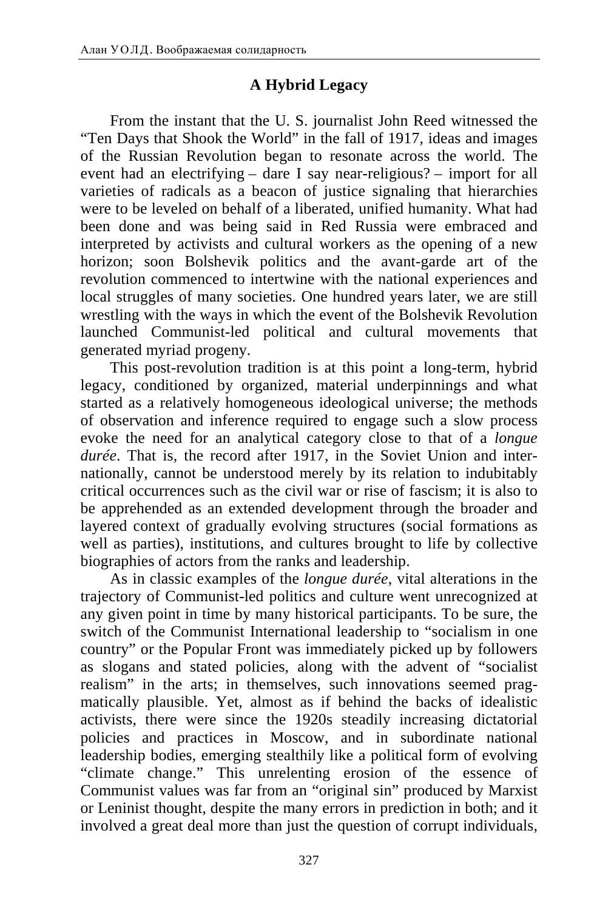## A Hybrid Legacy

From the instant that the U. S. journalist John Reed witnessed the "Ten Days that Shook the World" in the fall of 1917, ideas and images of the Russian Revolution began to resonate across the world. The event had an electrifying – dare I say near-religious? – import for all varieties of radicals as a beacon of justice signaling that hierarchies were to be leveled on behalf of a liberated, unified humanity. What had been done and was being said in Red Russia were embraced and interpreted by activists and cultural workers as the opening of a new horizon; soon Bolshevik politics and the avant-garde art of the revolution commenced to intertwine with the national experiences and local struggles of many societies. One hundred years later, we are still wrestling with the ways in which the event of the Bolshevik Revolution launched Communist-led political and cultural movements that generated myriad progeny.

This post-revolution tradition is at this point a long-term, hybrid legacy, conditioned by organized, material underpinnings and what started as a relatively homogeneous ideological universe; the methods of observation and inference required to engage such a slow process evoke the need for an analytical category close to that of a *longue durée*. That is, the record after 1917, in the Soviet Union and internationally, cannot be understood merely by its relation to indubitably critical occurrences such as the civil war or rise of fascism; it is also to be apprehended as an extended development through the broader and layered context of gradually evolving structures (social formations as well as parties), institutions, and cultures brought to life by collective biographies of actors from the ranks and leadership.

As in classic examples of the *longue durée*, vital alterations in the trajectory of Communist-led politics and culture went unrecognized at any given point in time by many historical participants. To be sure, the switch of the Communist International leadership to "socialism in one country" or the Popular Front was immediately picked up by followers as slogans and stated policies, along with the advent of "socialist realism" in the arts; in themselves, such innovations seemed pragmatically plausible. Yet, almost as if behind the backs of idealistic activists, there were since the 1920s steadily increasing dictatorial policies and practices in Moscow, and in subordinate national leadership bodies, emerging stealthily like a political form of evolving "climate change." This unrelenting erosion of the essence of Communist values was far from an "original sin" produced by Marxist or Leninist thought, despite the many errors in prediction in both; and it involved a great deal more than just the question of corrupt individuals,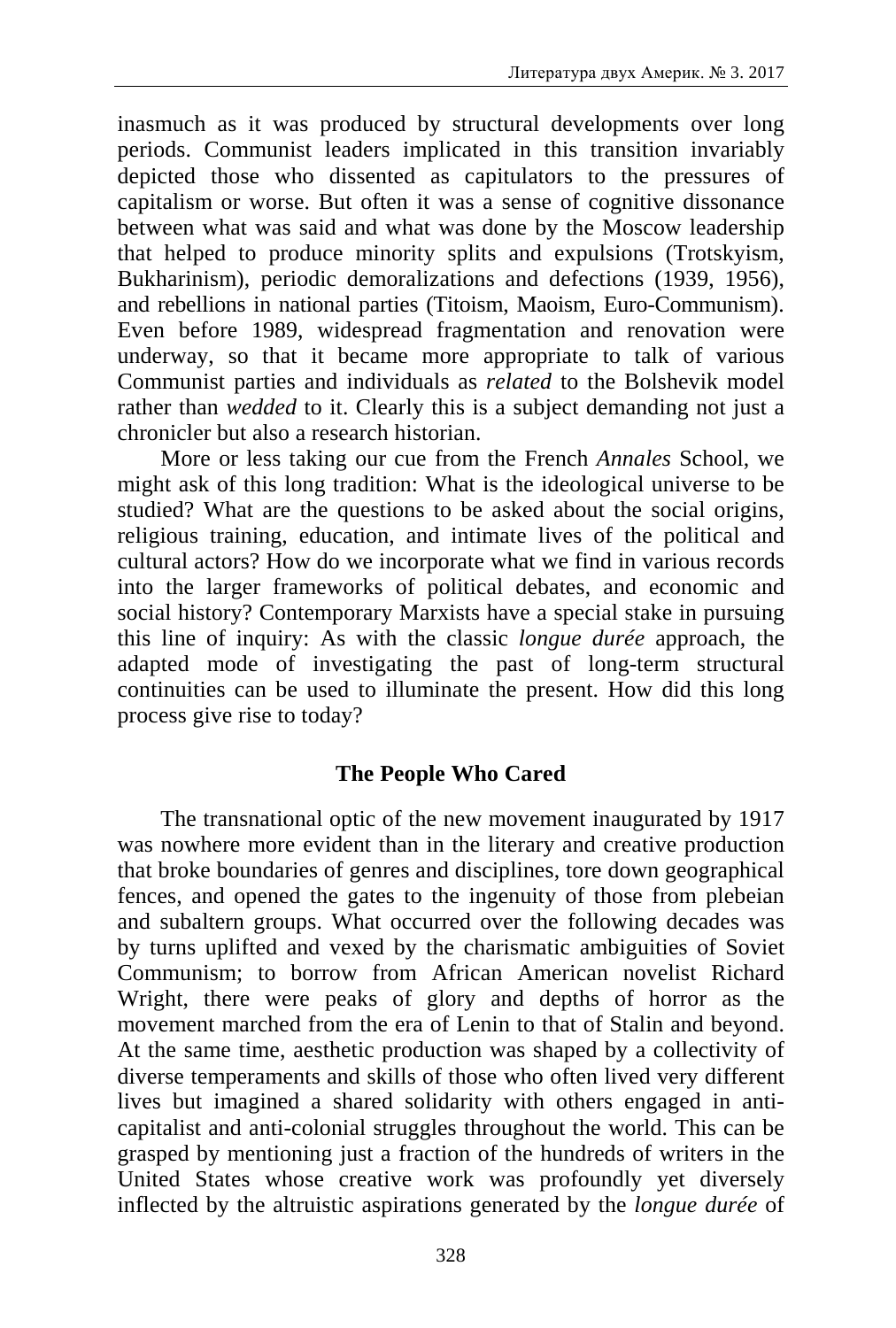inasmuch as it was produced by structural developments over long periods. Communist leaders implicated in this transition invariably depicted those who dissented as capitulators to the pressures of capitalism or worse. But often it was a sense of cognitive dissonance between what was said and what was done by the Moscow leadership that helped to produce minority splits and expulsions (Trotskyism, Bukharinism), periodic demoralizations and defections (1939, 1956), and rebellions in national parties (Titoism, Maoism, Euro-Communism). Even before 1989, widespread fragmentation and renovation were underway, so that it became more appropriate to talk of various Communist parties and individuals as *related* to the Bolshevik model rather than *wedded* to it. Clearly this is a subject demanding not just a chronicler but also a research historian.

More or less taking our cue from the French *Annales* School, we might ask of this long tradition: What is the ideological universe to be studied? What are the questions to be asked about the social origins, religious training, education, and intimate lives of the political and cultural actors? How do we incorporate what we find in various records into the larger frameworks of political debates, and economic and social history? Contemporary Marxists have a special stake in pursuing this line of inquiry: As with the classic *longue durée* approach, the adapted mode of investigating the past of long-term structural continuities can be used to illuminate the present. How did this long process give rise to today?

## The People Who Cared

The transnational optic of the new movement inaugurated by 1917 was nowhere more evident than in the literary and creative production that broke boundaries of genres and disciplines, tore down geographical fences, and opened the gates to the ingenuity of those from plebeian and subaltern groups. What occurred over the following decades was by turns uplifted and vexed by the charismatic ambiguities of Soviet Communism; to borrow from African American novelist Richard Wright, there were peaks of glory and depths of horror as the movement marched from the era of Lenin to that of Stalin and beyond. At the same time, aesthetic production was shaped by a collectivity of diverse temperaments and skills of those who often lived very different lives but imagined a shared solidarity with others engaged in anti-capitalist and anti-colonial struggles throughout the world. This can be grasped by mentioning just a fraction of the hundreds of writers in the United States whose creative work was profoundly yet diversely inflected by the altruistic aspirations generated by the *longue durée* of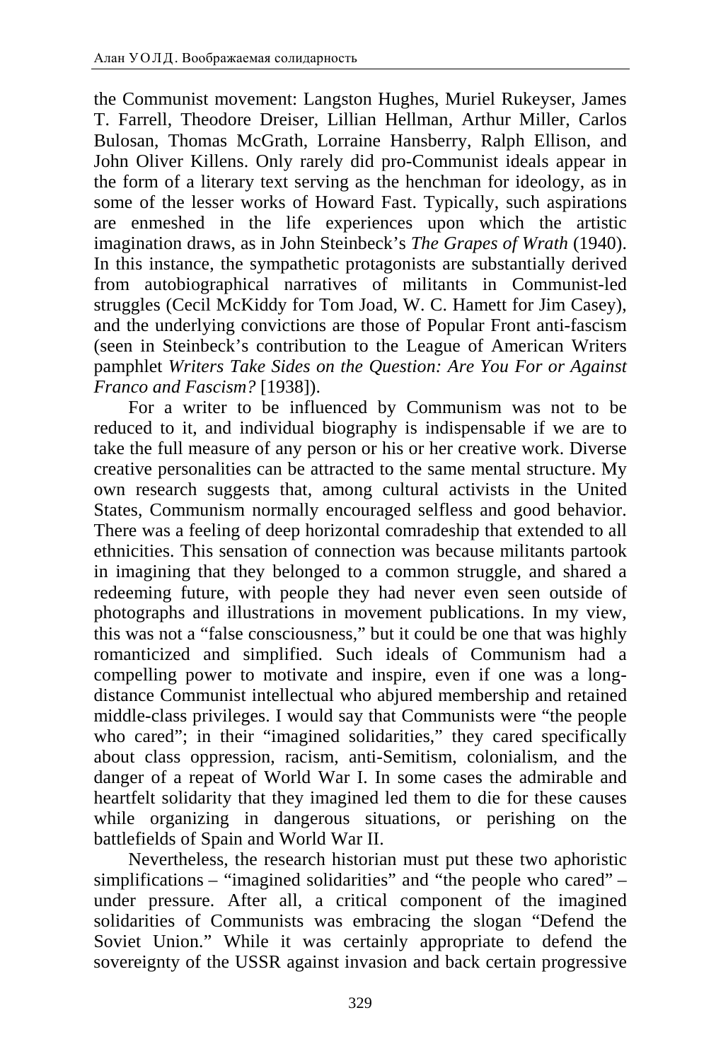the Communist movement: Langston Hughes, Muriel Rukeyser, James T. Farrell, Theodore Dreiser, Lillian Hellman, Arthur Miller, Carlos Bulosan, Thomas McGrath, Lorraine Hansberry, Ralph Ellison, and John Oliver Killens. Only rarely did pro-Communist ideals appear in the form of a literary text serving as the henchman for ideology, as in some of the lesser works of Howard Fast. Typically, such aspirations are enmeshed in the life experiences upon which the artistic imagination draws, as in John Steinbeck's *The Grapes of Wrath* (1940). In this instance, the sympathetic protagonists are substantially derived from autobiographical narratives of militants in Communist-led struggles (Cecil McKiddy for Tom Joad, W. C. Hamett for Jim Casey), and the underlying convictions are those of Popular Front anti-fascism (seen in Steinbeck's contribution to the League of American Writers pamphlet *Writers Take Sides on the Question: Are You For or Against Franco and Fascism?* [1938]).

For a writer to be influenced by Communism was not to be reduced to it, and individual biography is indispensable if we are to take the full measure of any person or his or her creative work. Diverse creative personalities can be attracted to the same mental structure. My own research suggests that, among cultural activists in the United States, Communism normally encouraged selfless and good behavior. There was a feeling of deep horizontal comradeship that extended to all ethnicities. This sensation of connection was because militants partook in imagining that they belonged to a common struggle, and shared a redeeming future, with people they had never even seen outside of photographs and illustrations in movement publications. In my view, this was not a "false consciousness," but it could be one that was highly romanticized and simplified. Such ideals of Communism had a compelling power to motivate and inspire, even if one was a long-distance Communist intellectual who abjured membership and retained middle-class privileges. I would say that Communists were "the people who cared"; in their "imagined solidarities," they cared specifically about class oppression, racism, anti-Semitism, colonialism, and the danger of a repeat of World War I. In some cases the admirable and heartfelt solidarity that they imagined led them to die for these causes while organizing in dangerous situations, or perishing on the battlefields of Spain and World War II.

Nevertheless, the research historian must put these two aphoristic simplifications – "imagined solidarities" and "the people who cared" – under pressure. After all, a critical component of the imagined solidarities of Communists was embracing the slogan "Defend the Soviet Union." While it was certainly appropriate to defend the sovereignty of the USSR against invasion and back certain progressive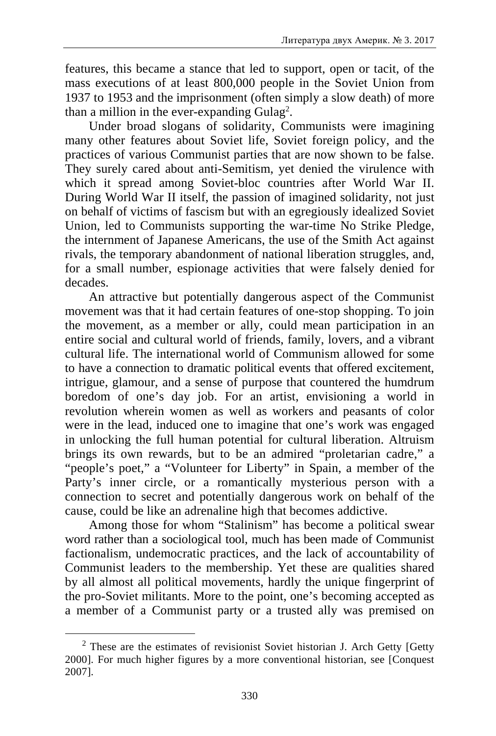features, this became a stance that led to support, open or tacit, of the mass executions of at least 800,000 people in the Soviet Union from 1937 to 1953 and the imprisonment (often simply a slow death) of more than a million in the ever-expanding Gulag[2].

Under broad slogans of solidarity, Communists were imagining many other features about Soviet life, Soviet foreign policy, and the practices of various Communist parties that are now shown to be false. They surely cared about anti-Semitism, yet denied the virulence with which it spread among Soviet-bloc countries after World War II. During World War II itself, the passion of imagined solidarity, not just on behalf of victims of fascism but with an egregiously idealized Soviet Union, led to Communists supporting the war-time No Strike Pledge, the internment of Japanese Americans, the use of the Smith Act against rivals, the temporary abandonment of national liberation struggles, and, for a small number, espionage activities that were falsely denied for decades.

An attractive but potentially dangerous aspect of the Communist movement was that it had certain features of one-stop shopping. To join the movement, as a member or ally, could mean participation in an entire social and cultural world of friends, family, lovers, and a vibrant cultural life. The international world of Communism allowed for some to have a connection to dramatic political events that offered excitement, intrigue, glamour, and a sense of purpose that countered the humdrum boredom of one's day job. For an artist, envisioning a world in revolution wherein women as well as workers and peasants of color were in the lead, induced one to imagine that one's work was engaged in unlocking the full human potential for cultural liberation. Altruism brings its own rewards, but to be an admired "proletarian cadre," a "people's poet," a "Volunteer for Liberty" in Spain, a member of the Party's inner circle, or a romantically mysterious person with a connection to secret and potentially dangerous work on behalf of the cause, could be like an adrenaline high that becomes addictive.

Among those for whom "Stalinism" has become a political swear word rather than a sociological tool, much has been made of Communist factionalism, undemocratic practices, and the lack of accountability of Communist leaders to the membership. Yet these are qualities shared by all almost all political movements, hardly the unique fingerprint of the pro-Soviet militants. More to the point, one's becoming accepted as a member of a Communist party or a trusted ally was premised on

[2] These are the estimates of revisionist Soviet historian J. Arch Getty [Getty 2000]. For much higher figures by a more conventional historian, see [Conquest 2007].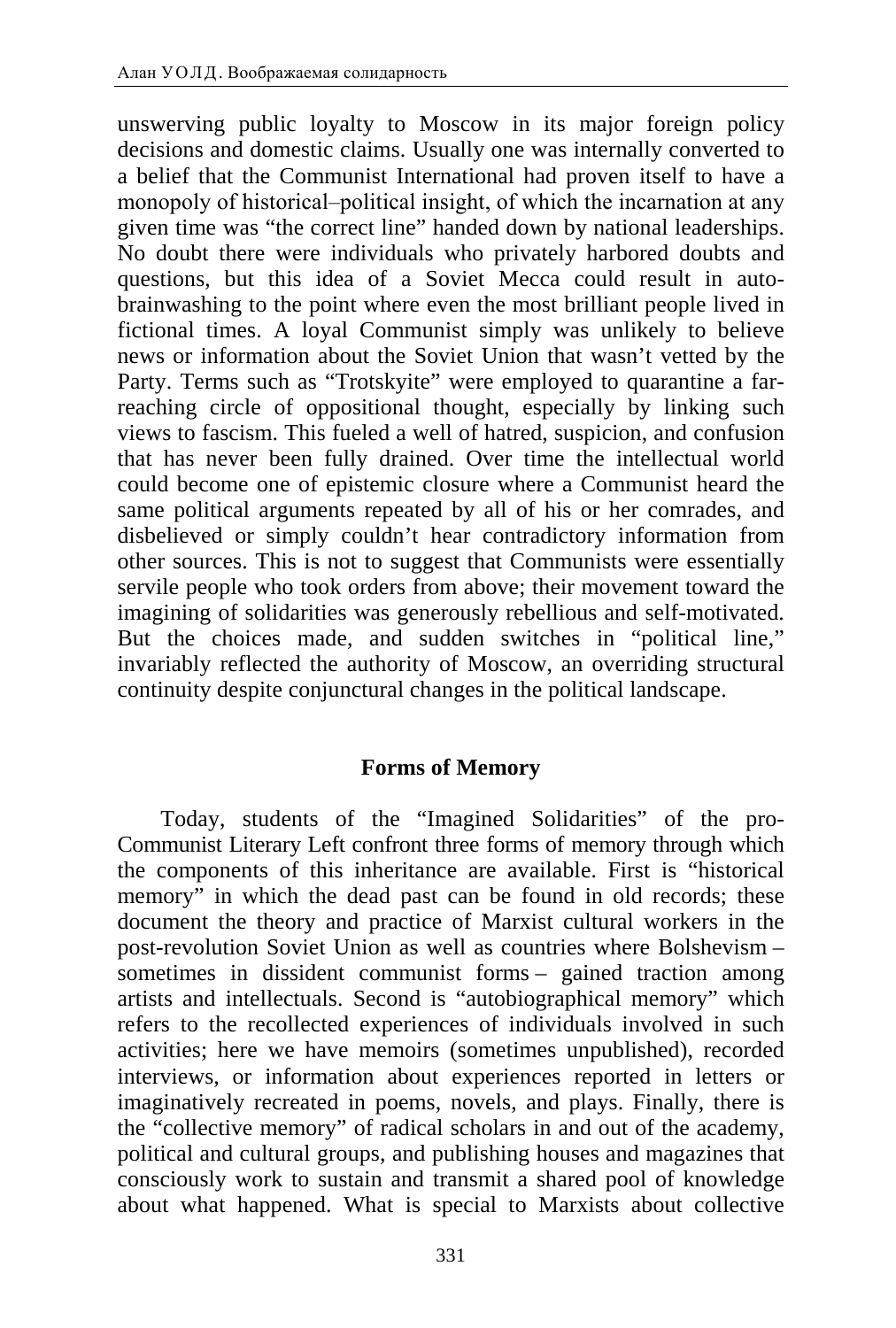unswerving public loyalty to Moscow in its major foreign policy decisions and domestic claims. Usually one was internally converted to a belief that the Communist International had proven itself to have a monopoly of historical–political insight, of which the incarnation at any given time was "the correct line" handed down by national leaderships. No doubt there were individuals who privately harbored doubts and questions, but this idea of a Soviet Mecca could result in auto-brainwashing to the point where even the most brilliant people lived in fictional times. A loyal Communist simply was unlikely to believe news or information about the Soviet Union that wasn't vetted by the Party. Terms such as "Trotskyite" were employed to quarantine a far-reaching circle of oppositional thought, especially by linking such views to fascism. This fueled a well of hatred, suspicion, and confusion that has never been fully drained. Over time the intellectual world could become one of epistemic closure where a Communist heard the same political arguments repeated by all of his or her comrades, and disbelieved or simply couldn't hear contradictory information from other sources. This is not to suggest that Communists were essentially servile people who took orders from above; their movement toward the imagining of solidarities was generously rebellious and self-motivated. But the choices made, and sudden switches in "political line," invariably reflected the authority of Moscow, an overriding structural continuity despite conjunctural changes in the political landscape.

## Forms of Memory

Today, students of the "Imagined Solidarities" of the pro-Communist Literary Left confront three forms of memory through which the components of this inheritance are available. First is "historical memory" in which the dead past can be found in old records; these document the theory and practice of Marxist cultural workers in the post-revolution Soviet Union as well as countries where Bolshevism – sometimes in dissident communist forms – gained traction among artists and intellectuals. Second is "autobiographical memory" which refers to the recollected experiences of individuals involved in such activities; here we have memoirs (sometimes unpublished), recorded interviews, or information about experiences reported in letters or imaginatively recreated in poems, novels, and plays. Finally, there is the "collective memory" of radical scholars in and out of the academy, political and cultural groups, and publishing houses and magazines that consciously work to sustain and transmit a shared pool of knowledge about what happened. What is special to Marxists about collective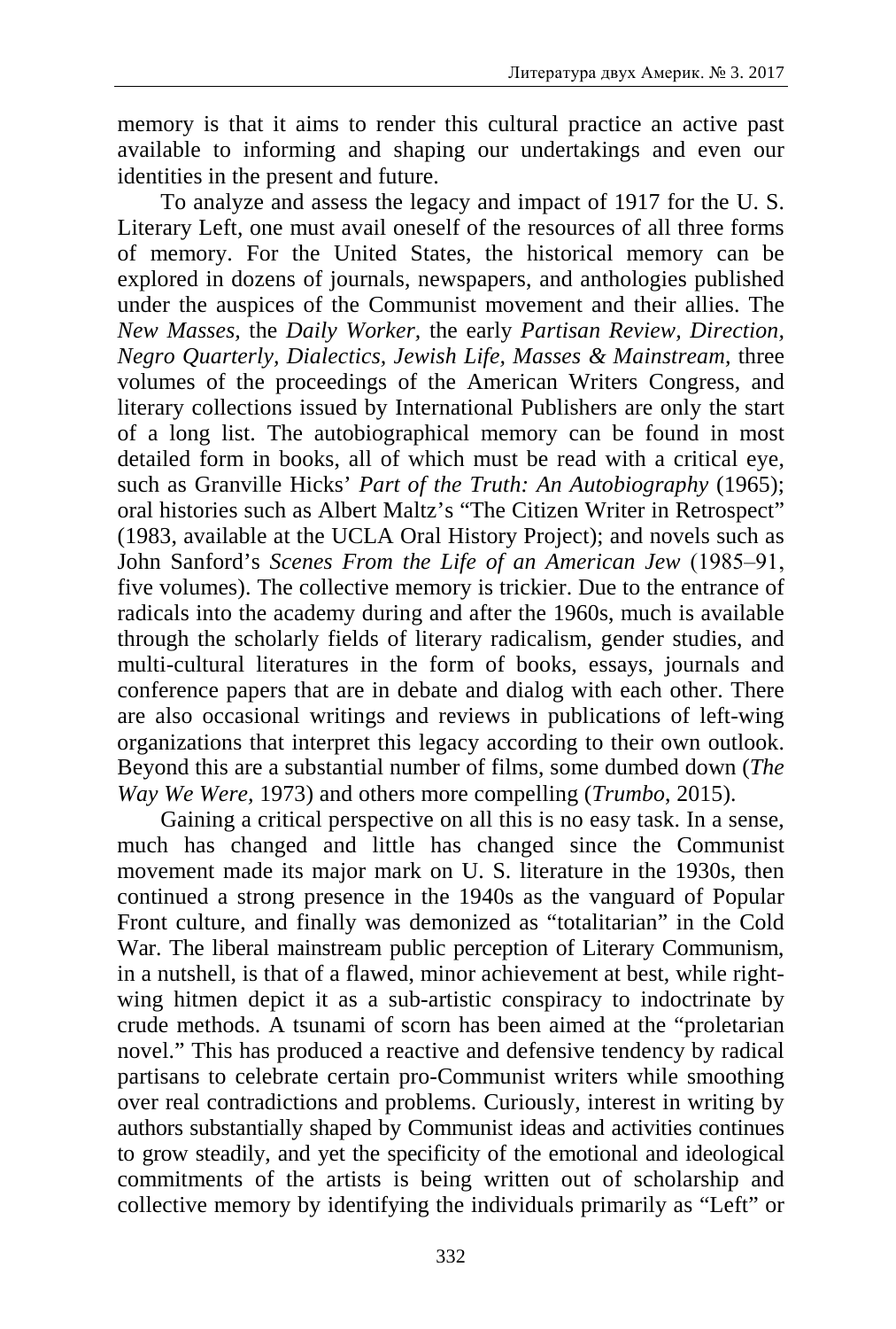memory is that it aims to render this cultural practice an active past available to informing and shaping our undertakings and even our identities in the present and future.

To analyze and assess the legacy and impact of 1917 for the U. S. Literary Left, one must avail oneself of the resources of all three forms of memory. For the United States, the historical memory can be explored in dozens of journals, newspapers, and anthologies published under the auspices of the Communist movement and their allies. The *New Masses,* the *Daily Worker,* the early *Partisan Review, Direction, Negro Quarterly, Dialectics, Jewish Life, Masses & Mainstream,* three volumes of the proceedings of the American Writers Congress, and literary collections issued by International Publishers are only the start of a long list. The autobiographical memory can be found in most detailed form in books, all of which must be read with a critical eye, such as Granville Hicks' *Part of the Truth: An Autobiography* (1965); oral histories such as Albert Maltz's "The Citizen Writer in Retrospect" (1983, available at the UCLA Oral History Project); and novels such as John Sanford's *Scenes From the Life of an American Jew* (1985–91, five volumes). The collective memory is trickier. Due to the entrance of radicals into the academy during and after the 1960s, much is available through the scholarly fields of literary radicalism, gender studies, and multi-cultural literatures in the form of books, essays, journals and conference papers that are in debate and dialog with each other. There are also occasional writings and reviews in publications of left-wing organizations that interpret this legacy according to their own outlook. Beyond this are a substantial number of films, some dumbed down (*The Way We Were*, 1973) and others more compelling (*Trumbo*, 2015).

Gaining a critical perspective on all this is no easy task. In a sense, much has changed and little has changed since the Communist movement made its major mark on U. S. literature in the 1930s, then continued a strong presence in the 1940s as the vanguard of Popular Front culture, and finally was demonized as "totalitarian" in the Cold War. The liberal mainstream public perception of Literary Communism, in a nutshell, is that of a flawed, minor achievement at best, while right-wing hitmen depict it as a sub-artistic conspiracy to indoctrinate by crude methods. A tsunami of scorn has been aimed at the "proletarian novel." This has produced a reactive and defensive tendency by radical partisans to celebrate certain pro-Communist writers while smoothing over real contradictions and problems. Curiously, interest in writing by authors substantially shaped by Communist ideas and activities continues to grow steadily, and yet the specificity of the emotional and ideological commitments of the artists is being written out of scholarship and collective memory by identifying the individuals primarily as "Left" or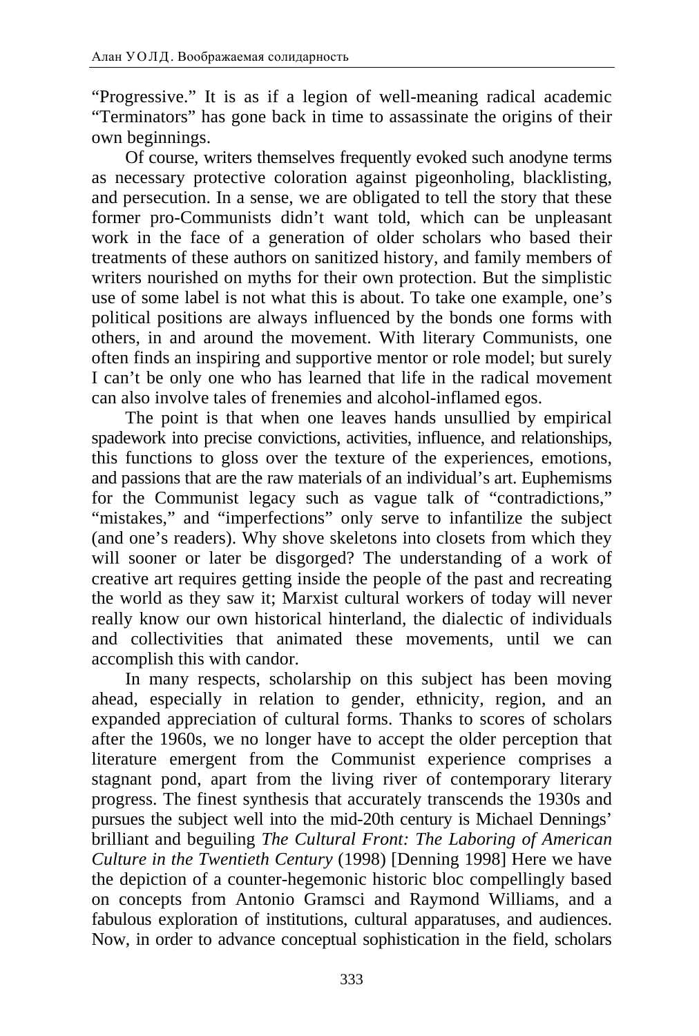"Progressive." It is as if a legion of well-meaning radical academic "Terminators" has gone back in time to assassinate the origins of their own beginnings.

Of course, writers themselves frequently evoked such anodyne terms as necessary protective coloration against pigeonholing, blacklisting, and persecution. In a sense, we are obligated to tell the story that these former pro-Communists didn't want told, which can be unpleasant work in the face of a generation of older scholars who based their treatments of these authors on sanitized history, and family members of writers nourished on myths for their own protection. But the simplistic use of some label is not what this is about. To take one example, one's political positions are always influenced by the bonds one forms with others, in and around the movement. With literary Communists, one often finds an inspiring and supportive mentor or role model; but surely I can't be only one who has learned that life in the radical movement can also involve tales of frenemies and alcohol-inflamed egos.

The point is that when one leaves hands unsullied by empirical spadework into precise convictions, activities, influence, and relationships, this functions to gloss over the texture of the experiences, emotions, and passions that are the raw materials of an individual's art. Euphemisms for the Communist legacy such as vague talk of "contradictions," "mistakes," and "imperfections" only serve to infantilize the subject (and one's readers). Why shove skeletons into closets from which they will sooner or later be disgorged? The understanding of a work of creative art requires getting inside the people of the past and recreating the world as they saw it; Marxist cultural workers of today will never really know our own historical hinterland, the dialectic of individuals and collectivities that animated these movements, until we can accomplish this with candor.

In many respects, scholarship on this subject has been moving ahead, especially in relation to gender, ethnicity, region, and an expanded appreciation of cultural forms. Thanks to scores of scholars after the 1960s, we no longer have to accept the older perception that literature emergent from the Communist experience comprises a stagnant pond, apart from the living river of contemporary literary progress. The finest synthesis that accurately transcends the 1930s and pursues the subject well into the mid-20th century is Michael Dennings' brilliant and beguiling *The Cultural Front: The Laboring of American Culture in the Twentieth Century* (1998) [Denning 1998] Here we have the depiction of a counter-hegemonic historic bloc compellingly based on concepts from Antonio Gramsci and Raymond Williams, and a fabulous exploration of institutions, cultural apparatuses, and audiences. Now, in order to advance conceptual sophistication in the field, scholars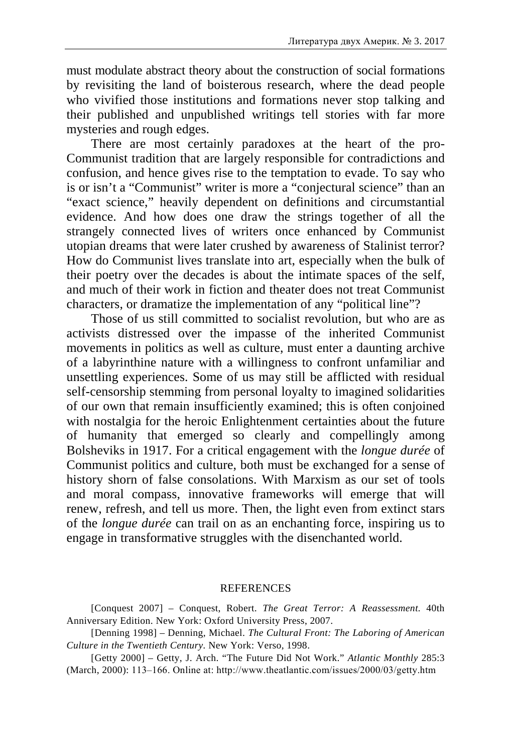must modulate abstract theory about the construction of social formations by revisiting the land of boisterous research, where the dead people who vivified those institutions and formations never stop talking and their published and unpublished writings tell stories with far more mysteries and rough edges.

There are most certainly paradoxes at the heart of the pro-Communist tradition that are largely responsible for contradictions and confusion, and hence gives rise to the temptation to evade. To say who is or isn't a "Communist" writer is more a "conjectural science" than an "exact science," heavily dependent on definitions and circumstantial evidence. And how does one draw the strings together of all the strangely connected lives of writers once enhanced by Communist utopian dreams that were later crushed by awareness of Stalinist terror? How do Communist lives translate into art, especially when the bulk of their poetry over the decades is about the intimate spaces of the self, and much of their work in fiction and theater does not treat Communist characters, or dramatize the implementation of any "political line"?

Those of us still committed to socialist revolution, but who are as activists distressed over the impasse of the inherited Communist movements in politics as well as culture, must enter a daunting archive of a labyrinthine nature with a willingness to confront unfamiliar and unsettling experiences. Some of us may still be afflicted with residual self-censorship stemming from personal loyalty to imagined solidarities of our own that remain insufficiently examined; this is often conjoined with nostalgia for the heroic Enlightenment certainties about the future of humanity that emerged so clearly and compellingly among Bolsheviks in 1917. For a critical engagement with the *longue durée* of Communist politics and culture, both must be exchanged for a sense of history shorn of false consolations. With Marxism as our set of tools and moral compass, innovative frameworks will emerge that will renew, refresh, and tell us more. Then, the light even from extinct stars of the *longue durée* can trail on as an enchanting force, inspiring us to engage in transformative struggles with the disenchanted world.

## REFERENCES

[Conquest 2007] – Conquest, Robert. *The Great Terror: A Reassessment.* 40th Anniversary Edition. New York: Oxford University Press, 2007.

[Denning 1998] – Denning, Michael. *The Cultural Front: The Laboring of American Culture in the Twentieth Century.* New York: Verso, 1998.

[Getty 2000] – Getty, J. Arch. "The Future Did Not Work." *Atlantic Monthly* 285:3 (March, 2000): 113–166. Online at: http://www.theatlantic.com/issues/2000/03/getty.htm